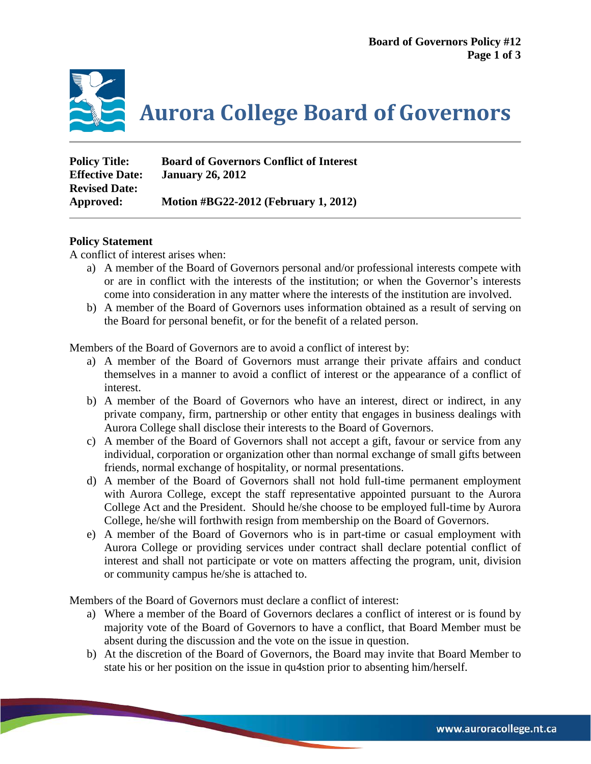# Aurora College Board of Governors

**Policy Title:** **Board of Governors Conflict of Interest**
**Effective Date:** **January 26, 2012**
**Revised Date:**
**Approved:** **Motion #BG22-2012 (February 1, 2012)**

---

**Policy Statement**

A conflict of interest arises when:

a) A member of the Board of Governors personal and/or professional interests compete with or are in conflict with the interests of the institution; or when the Governor's interests come into consideration in any matter where the interests of the institution are involved.
b) A member of the Board of Governors uses information obtained as a result of serving on the Board for personal benefit, or for the benefit of a related person.

Members of the Board of Governors are to avoid a conflict of interest by:

a) A member of the Board of Governors must arrange their private affairs and conduct themselves in a manner to avoid a conflict of interest or the appearance of a conflict of interest.
b) A member of the Board of Governors who have an interest, direct or indirect, in any private company, firm, partnership or other entity that engages in business dealings with Aurora College shall disclose their interests to the Board of Governors.
c) A member of the Board of Governors shall not accept a gift, favour or service from any individual, corporation or organization other than normal exchange of small gifts between friends, normal exchange of hospitality, or normal presentations.
d) A member of the Board of Governors shall not hold full-time permanent employment with Aurora College, except the staff representative appointed pursuant to the Aurora College Act and the President. Should he/she choose to be employed full-time by Aurora College, he/she will forthwith resign from membership on the Board of Governors.
e) A member of the Board of Governors who is in part-time or casual employment with Aurora College or providing services under contract shall declare potential conflict of interest and shall not participate or vote on matters affecting the program, unit, division or community campus he/she is attached to.

Members of the Board of Governors must declare a conflict of interest:

a) Where a member of the Board of Governors declares a conflict of interest or is found by majority vote of the Board of Governors to have a conflict, that Board Member must be absent during the discussion and the vote on the issue in question.
b) At the discretion of the Board of Governors, the Board may invite that Board Member to state his or her position on the issue in qu4stion prior to absenting him/herself.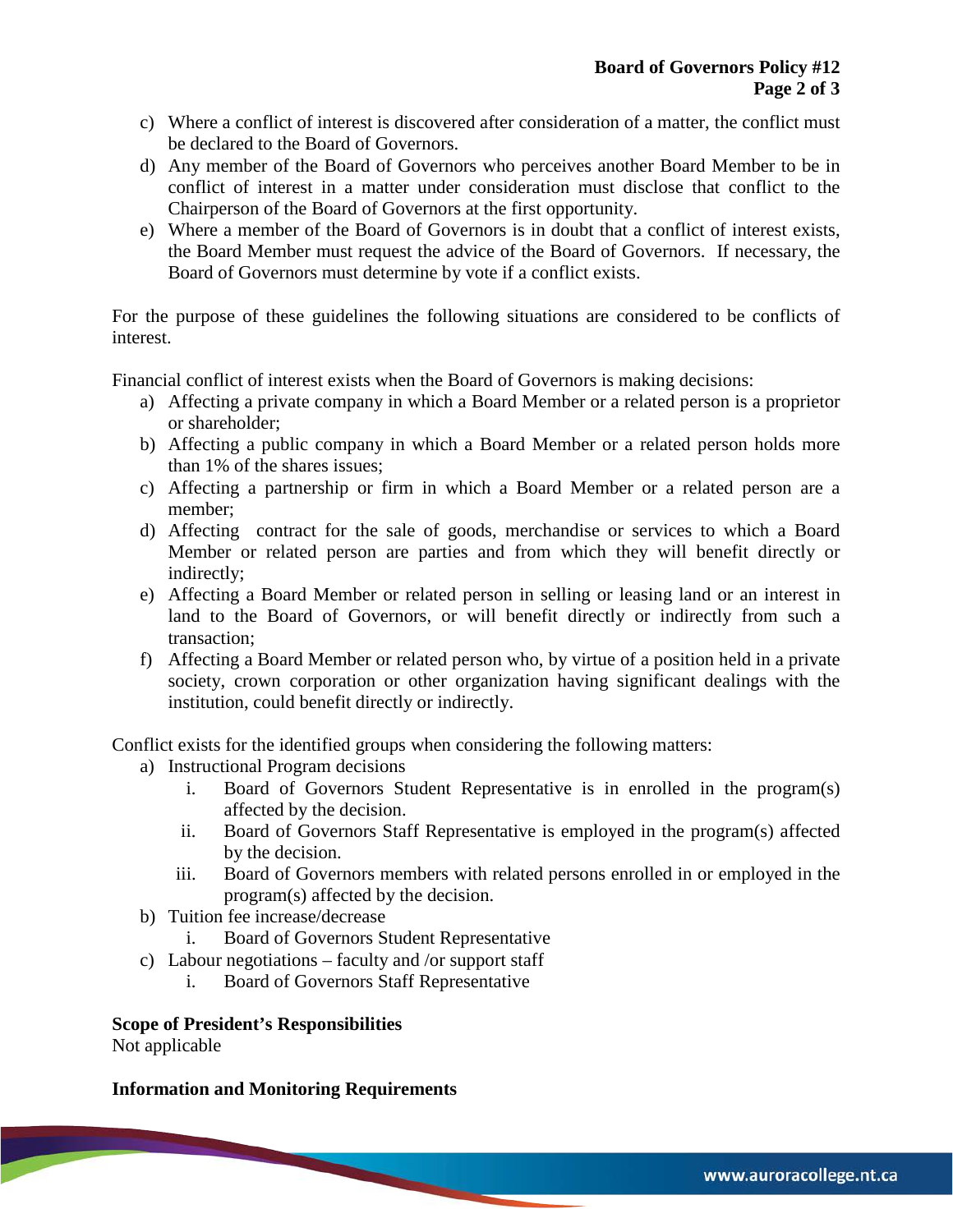c) Where a conflict of interest is discovered after consideration of a matter, the conflict must be declared to the Board of Governors.
d) Any member of the Board of Governors who perceives another Board Member to be in conflict of interest in a matter under consideration must disclose that conflict to the Chairperson of the Board of Governors at the first opportunity.
e) Where a member of the Board of Governors is in doubt that a conflict of interest exists, the Board Member must request the advice of the Board of Governors. If necessary, the Board of Governors must determine by vote if a conflict exists.

For the purpose of these guidelines the following situations are considered to be conflicts of interest.

Financial conflict of interest exists when the Board of Governors is making decisions:

a) Affecting a private company in which a Board Member or a related person is a proprietor or shareholder;
b) Affecting a public company in which a Board Member or a related person holds more than 1% of the shares issues;
c) Affecting a partnership or firm in which a Board Member or a related person are a member;
d) Affecting contract for the sale of goods, merchandise or services to which a Board Member or related person are parties and from which they will benefit directly or indirectly;
e) Affecting a Board Member or related person in selling or leasing land or an interest in land to the Board of Governors, or will benefit directly or indirectly from such a transaction;
f) Affecting a Board Member or related person who, by virtue of a position held in a private society, crown corporation or other organization having significant dealings with the institution, could benefit directly or indirectly.

Conflict exists for the identified groups when considering the following matters:

a) Instructional Program decisions
   i. Board of Governors Student Representative is in enrolled in the program(s) affected by the decision.
   ii. Board of Governors Staff Representative is employed in the program(s) affected by the decision.
   iii. Board of Governors members with related persons enrolled in or employed in the program(s) affected by the decision.
b) Tuition fee increase/decrease
   i. Board of Governors Student Representative
c) Labour negotiations – faculty and /or support staff
   i. Board of Governors Staff Representative

**Scope of President's Responsibilities**

Not applicable

**Information and Monitoring Requirements**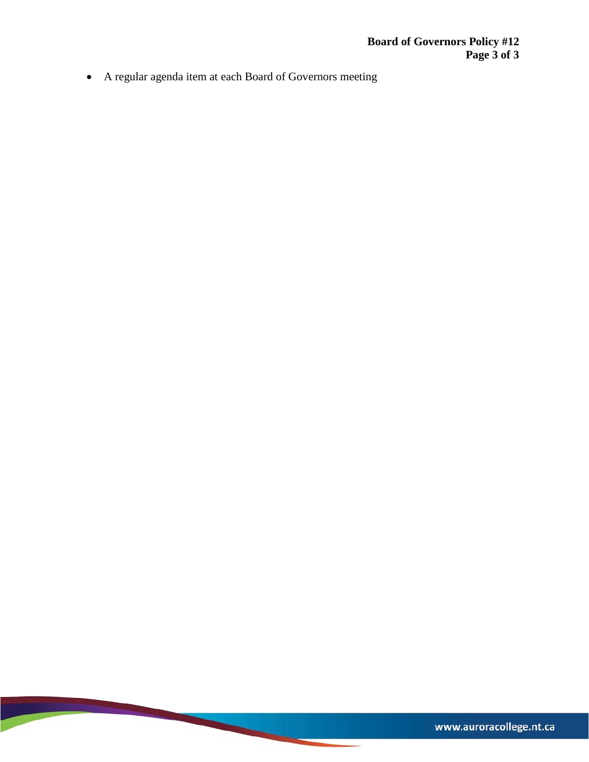- A regular agenda item at each Board of Governors meeting